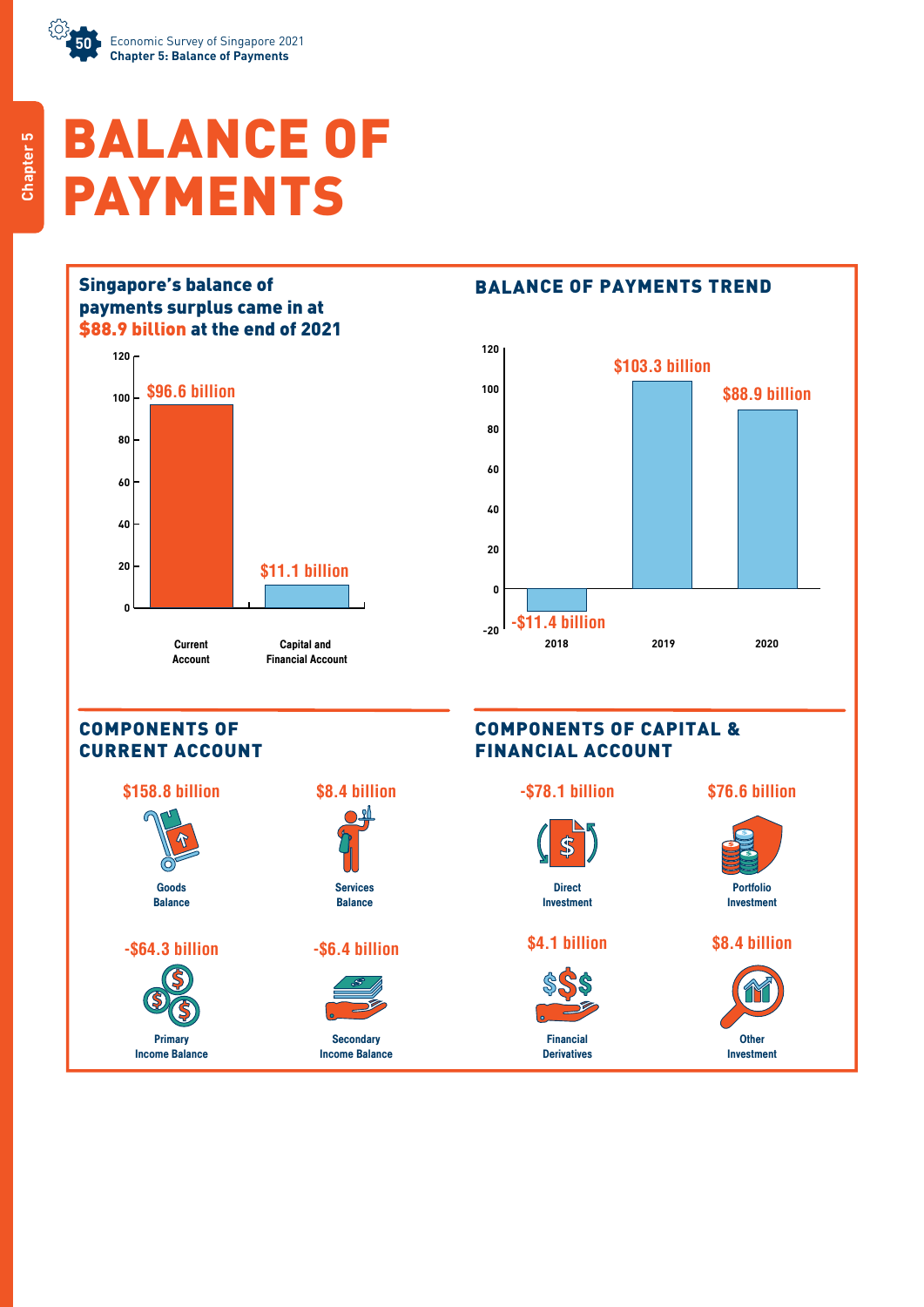# BALANCE OF PAYMENTS

## Singapore's balance of payments surplus came in at $88.9 billion at the end of 2021

| Account | Value |
|---|---|
| Current Account | $96.6 billion |
| Capital and Financial Account | $11.1 billion |

## BALANCE OF PAYMENTS TREND

| Year | Balance |
|---|---|
| 2018 | -$11.4 billion |
| 2019 | $103.3 billion |
| 2020 | $88.9 billion |

## COMPONENTS OF CURRENT ACCOUNT

| Component | Value |
|---|---|
| Goods Balance | $158.8 billion |
| Services Balance | $8.4 billion |
| Primary Income Balance | -$64.3 billion |
| Secondary Income Balance | -$6.4 billion |

## COMPONENTS OF CAPITAL & FINANCIAL ACCOUNT

| Component | Value |
|---|---|
| Direct Investment | -$78.1 billion |
| Portfolio Investment | $76.6 billion |
| Financial Derivatives | $4.1 billion |
| Other Investment | $8.4 billion |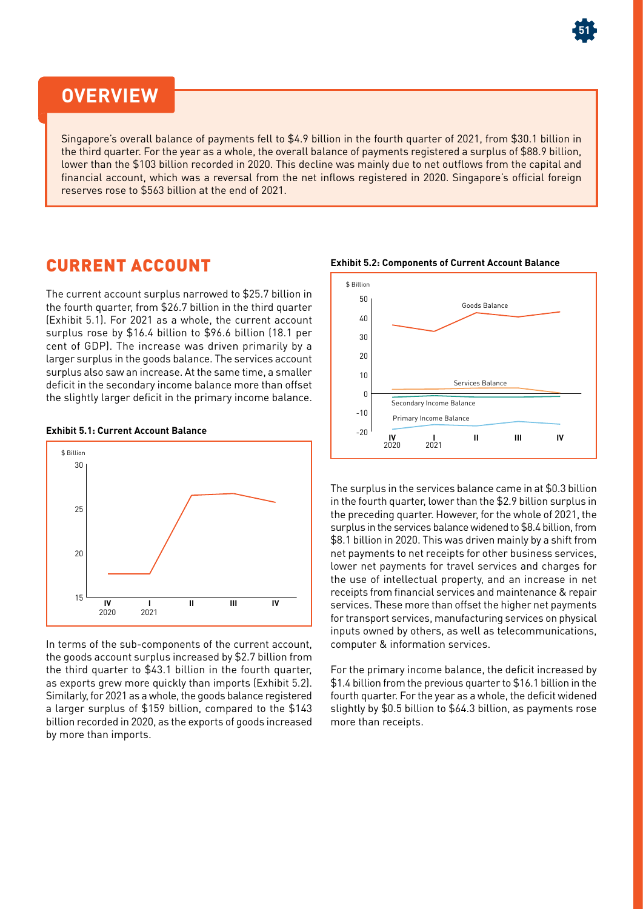## OVERVIEW

Singapore's overall balance of payments fell to $4.9 billion in the fourth quarter of 2021, from $30.1 billion in the third quarter. For the year as a whole, the overall balance of payments registered a surplus of $88.9 billion, lower than the $103 billion recorded in 2020. This decline was mainly due to net outflows from the capital and financial account, which was a reversal from the net inflows registered in 2020. Singapore's official foreign reserves rose to $563 billion at the end of 2021.

## CURRENT ACCOUNT

The current account surplus narrowed to $25.7 billion in the fourth quarter, from $26.7 billion in the third quarter (Exhibit 5.1). For 2021 as a whole, the current account surplus rose by $16.4 billion to $96.6 billion (18.1 per cent of GDP). The increase was driven primarily by a larger surplus in the goods balance. The services account surplus also saw an increase. At the same time, a smaller deficit in the secondary income balance more than offset the slightly larger deficit in the primary income balance.

**Exhibit 5.1: Current Account Balance**

**Exhibit 5.2: Components of Current Account Balance**

In terms of the sub-components of the current account, the goods account surplus increased by $2.7 billion from the third quarter to $43.1 billion in the fourth quarter, as exports grew more quickly than imports (Exhibit 5.2). Similarly, for 2021 as a whole, the goods balance registered a larger surplus of $159 billion, compared to the $143 billion recorded in 2020, as the exports of goods increased by more than imports.

The surplus in the services balance came in at $0.3 billion in the fourth quarter, lower than the $2.9 billion surplus in the preceding quarter. However, for the whole of 2021, the surplus in the services balance widened to $8.4 billion, from $8.1 billion in 2020. This was driven mainly by a shift from net payments to net receipts for other business services, lower net payments for travel services and charges for the use of intellectual property, and an increase in net receipts from financial services and maintenance & repair services. These more than offset the higher net payments for transport services, manufacturing services on physical inputs owned by others, as well as telecommunications, computer & information services.

For the primary income balance, the deficit increased by $1.4 billion from the previous quarter to $16.1 billion in the fourth quarter. For the year as a whole, the deficit widened slightly by $0.5 billion to $64.3 billion, as payments rose more than receipts.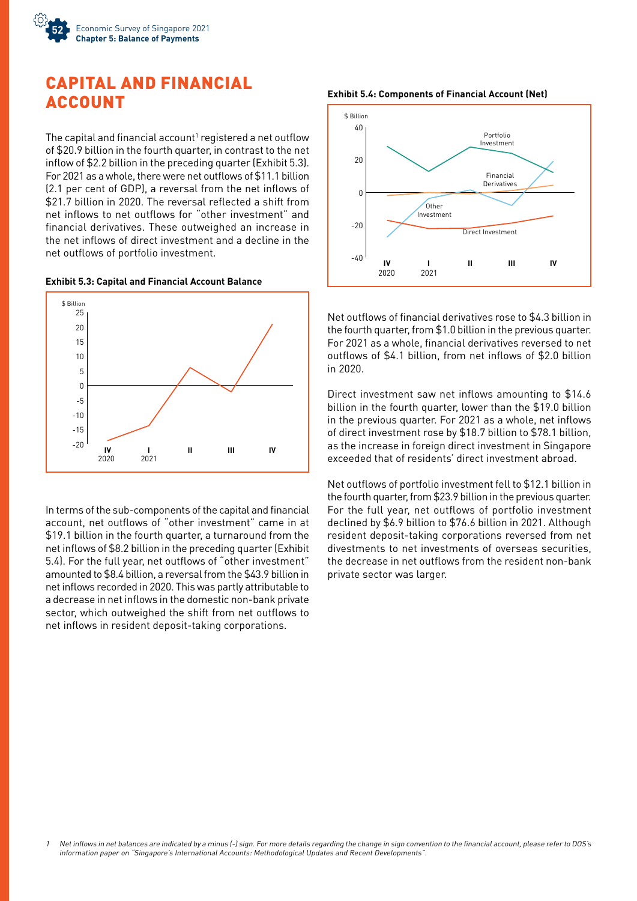# CAPITAL AND FINANCIAL ACCOUNT

The capital and financial account[1] registered a net outflow of $20.9 billion in the fourth quarter, in contrast to the net inflow of $2.2 billion in the preceding quarter (Exhibit 5.3). For 2021 as a whole, there were net outflows of $11.1 billion (2.1 per cent of GDP), a reversal from the net inflows of $21.7 billion in 2020. The reversal reflected a shift from net inflows to net outflows for "other investment" and financial derivatives. These outweighed an increase in the net inflows of direct investment and a decline in the net outflows of portfolio investment.

**Exhibit 5.3: Capital and Financial Account Balance**

$ Billion
25
20
15
10
5
0
-5
-10
-15
-20
IV 2020
I 2021
II
III
IV

In terms of the sub-components of the capital and financial account, net outflows of "other investment" came in at $19.1 billion in the fourth quarter, a turnaround from the net inflows of $8.2 billion in the preceding quarter (Exhibit 5.4). For the full year, net outflows of "other investment" amounted to $8.4 billion, a reversal from the $43.9 billion in net inflows recorded in 2020. This was partly attributable to a decrease in net inflows in the domestic non-bank private sector, which outweighed the shift from net outflows to net inflows in resident deposit-taking corporations.

**Exhibit 5.4: Components of Financial Account (Net)**

$ Billion
40
20
0
-20
-40
Portfolio Investment
Financial Derivatives
Other Investment
Direct Investment
IV 2020
I 2021
II
III
IV

Net outflows of financial derivatives rose to $4.3 billion in the fourth quarter, from $1.0 billion in the previous quarter. For 2021 as a whole, financial derivatives reversed to net outflows of $4.1 billion, from net inflows of $2.0 billion in 2020.

Direct investment saw net inflows amounting to $14.6 billion in the fourth quarter, lower than the $19.0 billion in the previous quarter. For 2021 as a whole, net inflows of direct investment rose by $18.7 billion to $78.1 billion, as the increase in foreign direct investment in Singapore exceeded that of residents' direct investment abroad.

Net outflows of portfolio investment fell to $12.1 billion in the fourth quarter, from $23.9 billion in the previous quarter. For the full year, net outflows of portfolio investment declined by $6.9 billion to $76.6 billion in 2021. Although resident deposit-taking corporations reversed from net divestments to net investments of overseas securities, the decrease in net outflows from the resident non-bank private sector was larger.

*1 Net inflows in net balances are indicated by a minus (-) sign. For more details regarding the change in sign convention to the financial account, please refer to DOS's information paper on "Singapore's International Accounts: Methodological Updates and Recent Developments".*